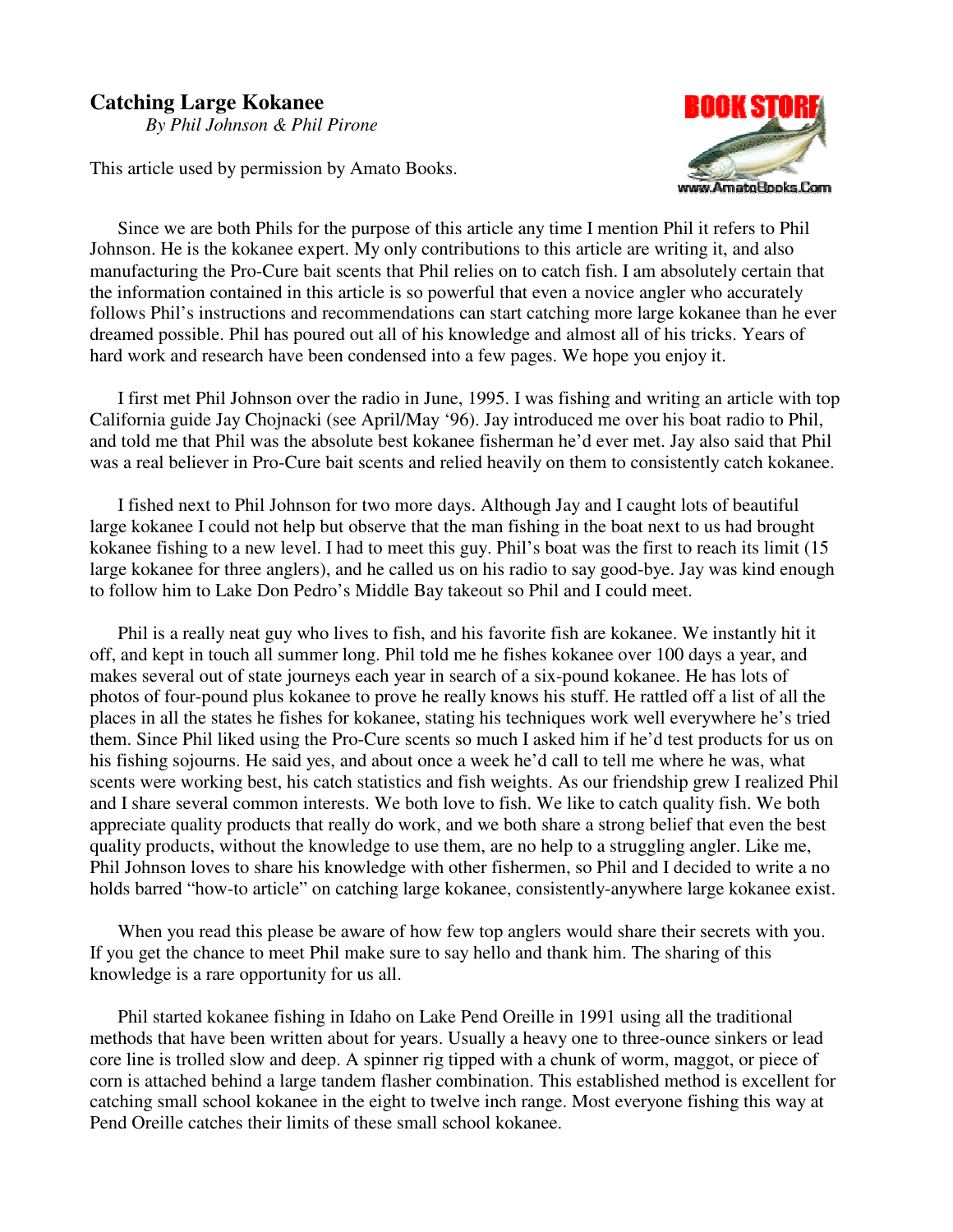# Catching Large Kokanee

*By Phil Johnson & Phil Pirone*

This article used by permission by Amato Books.

Since we are both Phils for the purpose of this article any time I mention Phil it refers to Phil Johnson. He is the kokanee expert. My only contributions to this article are writing it, and also manufacturing the Pro-Cure bait scents that Phil relies on to catch fish. I am absolutely certain that the information contained in this article is so powerful that even a novice angler who accurately follows Phil's instructions and recommendations can start catching more large kokanee than he ever dreamed possible. Phil has poured out all of his knowledge and almost all of his tricks. Years of hard work and research have been condensed into a few pages. We hope you enjoy it.

I first met Phil Johnson over the radio in June, 1995. I was fishing and writing an article with top California guide Jay Chojnacki (see April/May '96). Jay introduced me over his boat radio to Phil, and told me that Phil was the absolute best kokanee fisherman he'd ever met. Jay also said that Phil was a real believer in Pro-Cure bait scents and relied heavily on them to consistently catch kokanee.

I fished next to Phil Johnson for two more days. Although Jay and I caught lots of beautiful large kokanee I could not help but observe that the man fishing in the boat next to us had brought kokanee fishing to a new level. I had to meet this guy. Phil's boat was the first to reach its limit (15 large kokanee for three anglers), and he called us on his radio to say good-bye. Jay was kind enough to follow him to Lake Don Pedro's Middle Bay takeout so Phil and I could meet.

Phil is a really neat guy who lives to fish, and his favorite fish are kokanee. We instantly hit it off, and kept in touch all summer long. Phil told me he fishes kokanee over 100 days a year, and makes several out of state journeys each year in search of a six-pound kokanee. He has lots of photos of four-pound plus kokanee to prove he really knows his stuff. He rattled off a list of all the places in all the states he fishes for kokanee, stating his techniques work well everywhere he's tried them. Since Phil liked using the Pro-Cure scents so much I asked him if he'd test products for us on his fishing sojourns. He said yes, and about once a week he'd call to tell me where he was, what scents were working best, his catch statistics and fish weights. As our friendship grew I realized Phil and I share several common interests. We both love to fish. We like to catch quality fish. We both appreciate quality products that really do work, and we both share a strong belief that even the best quality products, without the knowledge to use them, are no help to a struggling angler. Like me, Phil Johnson loves to share his knowledge with other fishermen, so Phil and I decided to write a no holds barred "how-to article" on catching large kokanee, consistently-anywhere large kokanee exist.

When you read this please be aware of how few top anglers would share their secrets with you. If you get the chance to meet Phil make sure to say hello and thank him. The sharing of this knowledge is a rare opportunity for us all.

Phil started kokanee fishing in Idaho on Lake Pend Oreille in 1991 using all the traditional methods that have been written about for years. Usually a heavy one to three-ounce sinkers or lead core line is trolled slow and deep. A spinner rig tipped with a chunk of worm, maggot, or piece of corn is attached behind a large tandem flasher combination. This established method is excellent for catching small school kokanee in the eight to twelve inch range. Most everyone fishing this way at Pend Oreille catches their limits of these small school kokanee.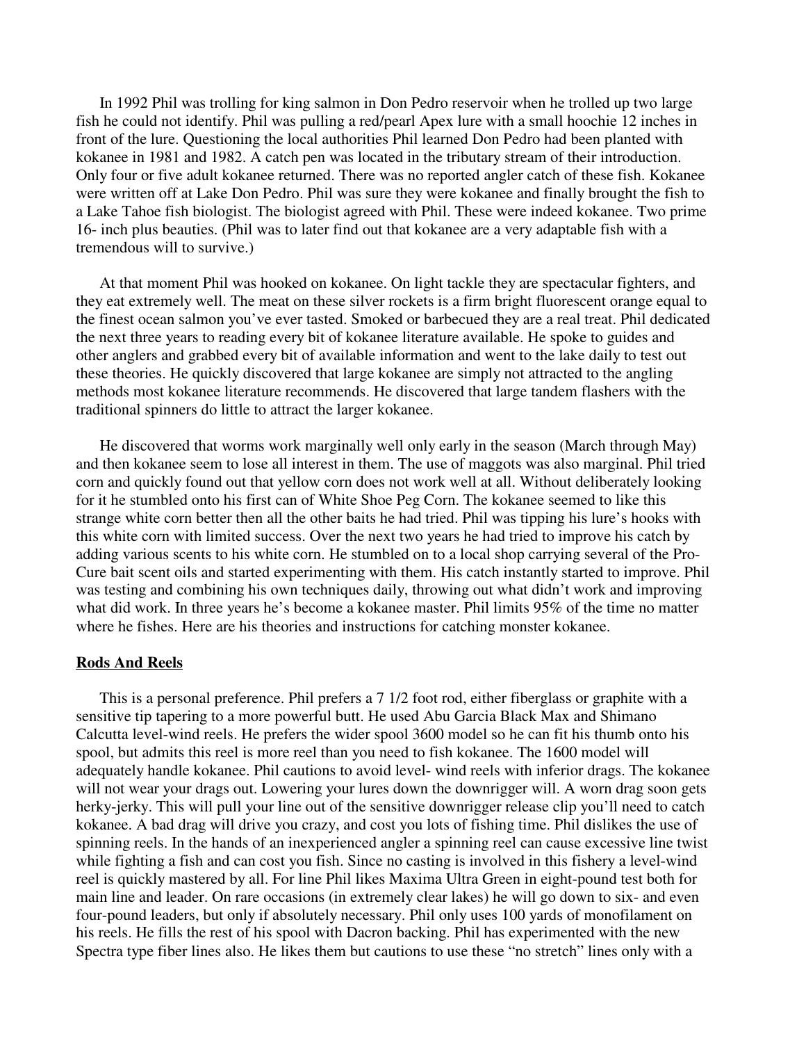In 1992 Phil was trolling for king salmon in Don Pedro reservoir when he trolled up two large fish he could not identify. Phil was pulling a red/pearl Apex lure with a small hoochie 12 inches in front of the lure. Questioning the local authorities Phil learned Don Pedro had been planted with kokanee in 1981 and 1982. A catch pen was located in the tributary stream of their introduction. Only four or five adult kokanee returned. There was no reported angler catch of these fish. Kokanee were written off at Lake Don Pedro. Phil was sure they were kokanee and finally brought the fish to a Lake Tahoe fish biologist. The biologist agreed with Phil. These were indeed kokanee. Two prime 16- inch plus beauties. (Phil was to later find out that kokanee are a very adaptable fish with a tremendous will to survive.)

At that moment Phil was hooked on kokanee. On light tackle they are spectacular fighters, and they eat extremely well. The meat on these silver rockets is a firm bright fluorescent orange equal to the finest ocean salmon you've ever tasted. Smoked or barbecued they are a real treat. Phil dedicated the next three years to reading every bit of kokanee literature available. He spoke to guides and other anglers and grabbed every bit of available information and went to the lake daily to test out these theories. He quickly discovered that large kokanee are simply not attracted to the angling methods most kokanee literature recommends. He discovered that large tandem flashers with the traditional spinners do little to attract the larger kokanee.

He discovered that worms work marginally well only early in the season (March through May) and then kokanee seem to lose all interest in them. The use of maggots was also marginal. Phil tried corn and quickly found out that yellow corn does not work well at all. Without deliberately looking for it he stumbled onto his first can of White Shoe Peg Corn. The kokanee seemed to like this strange white corn better then all the other baits he had tried. Phil was tipping his lure's hooks with this white corn with limited success. Over the next two years he had tried to improve his catch by adding various scents to his white corn. He stumbled on to a local shop carrying several of the Pro-Cure bait scent oils and started experimenting with them. His catch instantly started to improve. Phil was testing and combining his own techniques daily, throwing out what didn't work and improving what did work. In three years he's become a kokanee master. Phil limits 95% of the time no matter where he fishes. Here are his theories and instructions for catching monster kokanee.

## Rods And Reels

This is a personal preference. Phil prefers a 7 1/2 foot rod, either fiberglass or graphite with a sensitive tip tapering to a more powerful butt. He used Abu Garcia Black Max and Shimano Calcutta level-wind reels. He prefers the wider spool 3600 model so he can fit his thumb onto his spool, but admits this reel is more reel than you need to fish kokanee. The 1600 model will adequately handle kokanee. Phil cautions to avoid level- wind reels with inferior drags. The kokanee will not wear your drags out. Lowering your lures down the downrigger will. A worn drag soon gets herky-jerky. This will pull your line out of the sensitive downrigger release clip you'll need to catch kokanee. A bad drag will drive you crazy, and cost you lots of fishing time. Phil dislikes the use of spinning reels. In the hands of an inexperienced angler a spinning reel can cause excessive line twist while fighting a fish and can cost you fish. Since no casting is involved in this fishery a level-wind reel is quickly mastered by all. For line Phil likes Maxima Ultra Green in eight-pound test both for main line and leader. On rare occasions (in extremely clear lakes) he will go down to six- and even four-pound leaders, but only if absolutely necessary. Phil only uses 100 yards of monofilament on his reels. He fills the rest of his spool with Dacron backing. Phil has experimented with the new Spectra type fiber lines also. He likes them but cautions to use these "no stretch" lines only with a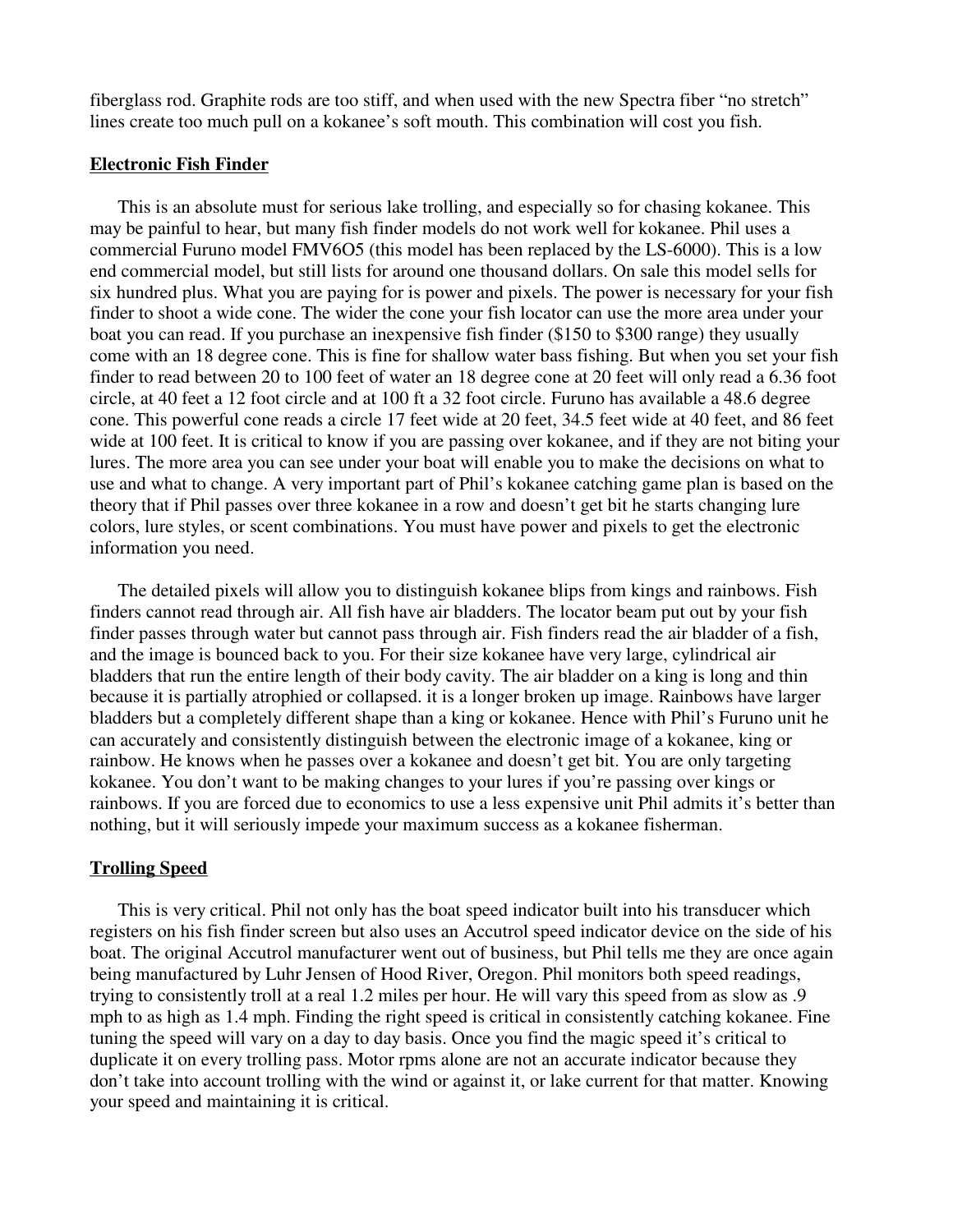fiberglass rod. Graphite rods are too stiff, and when used with the new Spectra fiber "no stretch" lines create too much pull on a kokanee's soft mouth. This combination will cost you fish.

## Electronic Fish Finder

This is an absolute must for serious lake trolling, and especially so for chasing kokanee. This may be painful to hear, but many fish finder models do not work well for kokanee. Phil uses a commercial Furuno model FMV6O5 (this model has been replaced by the LS-6000). This is a low end commercial model, but still lists for around one thousand dollars. On sale this model sells for six hundred plus. What you are paying for is power and pixels. The power is necessary for your fish finder to shoot a wide cone. The wider the cone your fish locator can use the more area under your boat you can read. If you purchase an inexpensive fish finder ($150 to $300 range) they usually come with an 18 degree cone. This is fine for shallow water bass fishing. But when you set your fish finder to read between 20 to 100 feet of water an 18 degree cone at 20 feet will only read a 6.36 foot circle, at 40 feet a 12 foot circle and at 100 ft a 32 foot circle. Furuno has available a 48.6 degree cone. This powerful cone reads a circle 17 feet wide at 20 feet, 34.5 feet wide at 40 feet, and 86 feet wide at 100 feet. It is critical to know if you are passing over kokanee, and if they are not biting your lures. The more area you can see under your boat will enable you to make the decisions on what to use and what to change. A very important part of Phil's kokanee catching game plan is based on the theory that if Phil passes over three kokanee in a row and doesn't get bit he starts changing lure colors, lure styles, or scent combinations. You must have power and pixels to get the electronic information you need.

The detailed pixels will allow you to distinguish kokanee blips from kings and rainbows. Fish finders cannot read through air. All fish have air bladders. The locator beam put out by your fish finder passes through water but cannot pass through air. Fish finders read the air bladder of a fish, and the image is bounced back to you. For their size kokanee have very large, cylindrical air bladders that run the entire length of their body cavity. The air bladder on a king is long and thin because it is partially atrophied or collapsed. it is a longer broken up image. Rainbows have larger bladders but a completely different shape than a king or kokanee. Hence with Phil's Furuno unit he can accurately and consistently distinguish between the electronic image of a kokanee, king or rainbow. He knows when he passes over a kokanee and doesn't get bit. You are only targeting kokanee. You don't want to be making changes to your lures if you're passing over kings or rainbows. If you are forced due to economics to use a less expensive unit Phil admits it's better than nothing, but it will seriously impede your maximum success as a kokanee fisherman.

## Trolling Speed

This is very critical. Phil not only has the boat speed indicator built into his transducer which registers on his fish finder screen but also uses an Accutrol speed indicator device on the side of his boat. The original Accutrol manufacturer went out of business, but Phil tells me they are once again being manufactured by Luhr Jensen of Hood River, Oregon. Phil monitors both speed readings, trying to consistently troll at a real 1.2 miles per hour. He will vary this speed from as slow as .9 mph to as high as 1.4 mph. Finding the right speed is critical in consistently catching kokanee. Fine tuning the speed will vary on a day to day basis. Once you find the magic speed it's critical to duplicate it on every trolling pass. Motor rpms alone are not an accurate indicator because they don't take into account trolling with the wind or against it, or lake current for that matter. Knowing your speed and maintaining it is critical.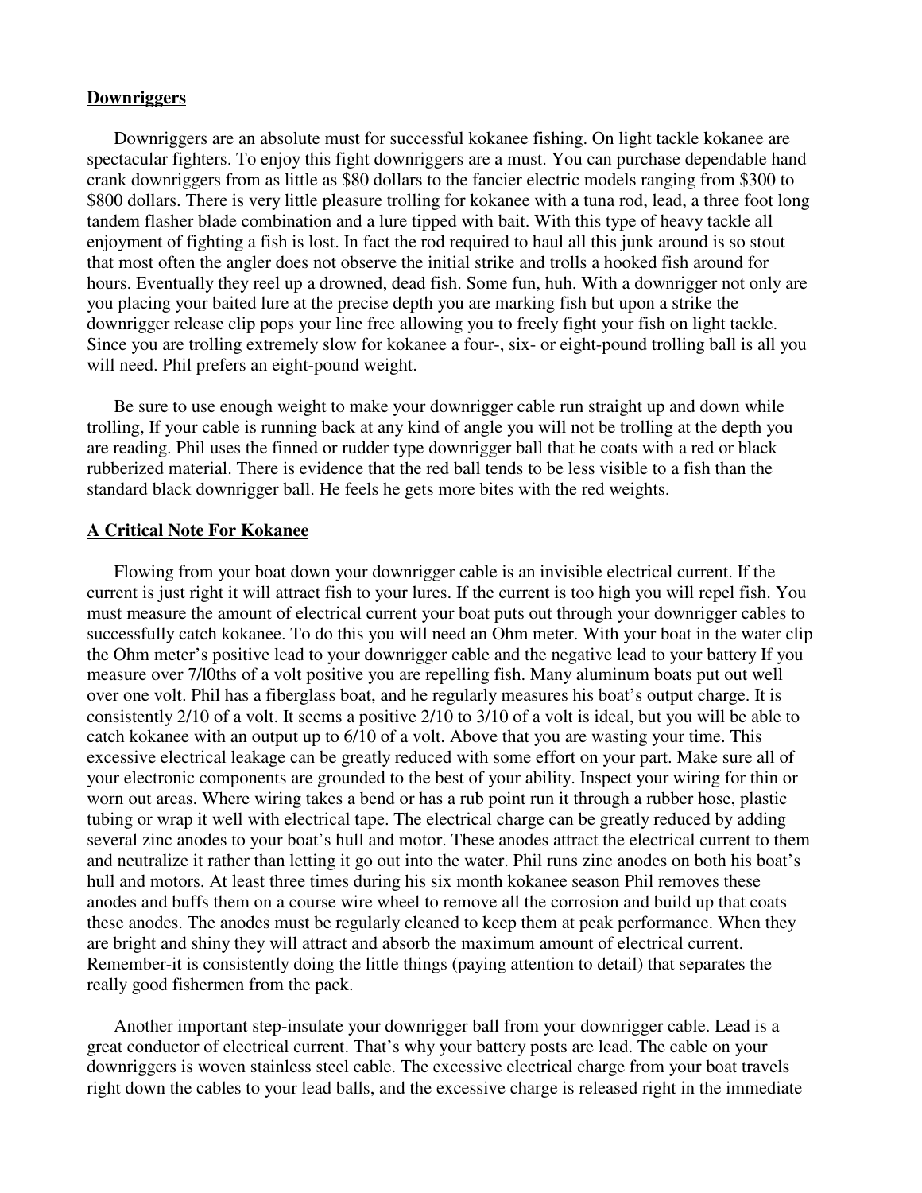## Downriggers

Downriggers are an absolute must for successful kokanee fishing. On light tackle kokanee are spectacular fighters. To enjoy this fight downriggers are a must. You can purchase dependable hand crank downriggers from as little as $80 dollars to the fancier electric models ranging from $300 to $800 dollars. There is very little pleasure trolling for kokanee with a tuna rod, lead, a three foot long tandem flasher blade combination and a lure tipped with bait. With this type of heavy tackle all enjoyment of fighting a fish is lost. In fact the rod required to haul all this junk around is so stout that most often the angler does not observe the initial strike and trolls a hooked fish around for hours. Eventually they reel up a drowned, dead fish. Some fun, huh. With a downrigger not only are you placing your baited lure at the precise depth you are marking fish but upon a strike the downrigger release clip pops your line free allowing you to freely fight your fish on light tackle. Since you are trolling extremely slow for kokanee a four-, six- or eight-pound trolling ball is all you will need. Phil prefers an eight-pound weight.

Be sure to use enough weight to make your downrigger cable run straight up and down while trolling, If your cable is running back at any kind of angle you will not be trolling at the depth you are reading. Phil uses the finned or rudder type downrigger ball that he coats with a red or black rubberized material. There is evidence that the red ball tends to be less visible to a fish than the standard black downrigger ball. He feels he gets more bites with the red weights.

## A Critical Note For Kokanee

Flowing from your boat down your downrigger cable is an invisible electrical current. If the current is just right it will attract fish to your lures. If the current is too high you will repel fish. You must measure the amount of electrical current your boat puts out through your downrigger cables to successfully catch kokanee. To do this you will need an Ohm meter. With your boat in the water clip the Ohm meter's positive lead to your downrigger cable and the negative lead to your battery If you measure over 7/l0ths of a volt positive you are repelling fish. Many aluminum boats put out well over one volt. Phil has a fiberglass boat, and he regularly measures his boat's output charge. It is consistently 2/10 of a volt. It seems a positive 2/10 to 3/10 of a volt is ideal, but you will be able to catch kokanee with an output up to 6/10 of a volt. Above that you are wasting your time. This excessive electrical leakage can be greatly reduced with some effort on your part. Make sure all of your electronic components are grounded to the best of your ability. Inspect your wiring for thin or worn out areas. Where wiring takes a bend or has a rub point run it through a rubber hose, plastic tubing or wrap it well with electrical tape. The electrical charge can be greatly reduced by adding several zinc anodes to your boat's hull and motor. These anodes attract the electrical current to them and neutralize it rather than letting it go out into the water. Phil runs zinc anodes on both his boat's hull and motors. At least three times during his six month kokanee season Phil removes these anodes and buffs them on a course wire wheel to remove all the corrosion and build up that coats these anodes. The anodes must be regularly cleaned to keep them at peak performance. When they are bright and shiny they will attract and absorb the maximum amount of electrical current. Remember-it is consistently doing the little things (paying attention to detail) that separates the really good fishermen from the pack.

Another important step-insulate your downrigger ball from your downrigger cable. Lead is a great conductor of electrical current. That's why your battery posts are lead. The cable on your downriggers is woven stainless steel cable. The excessive electrical charge from your boat travels right down the cables to your lead balls, and the excessive charge is released right in the immediate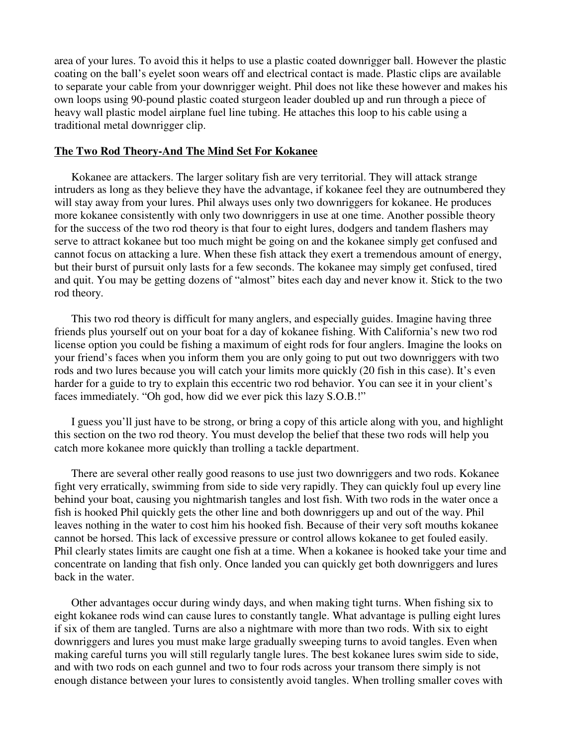area of your lures. To avoid this it helps to use a plastic coated downrigger ball. However the plastic coating on the ball's eyelet soon wears off and electrical contact is made. Plastic clips are available to separate your cable from your downrigger weight. Phil does not like these however and makes his own loops using 90-pound plastic coated sturgeon leader doubled up and run through a piece of heavy wall plastic model airplane fuel line tubing. He attaches this loop to his cable using a traditional metal downrigger clip.

## The Two Rod Theory-And The Mind Set For Kokanee

Kokanee are attackers. The larger solitary fish are very territorial. They will attack strange intruders as long as they believe they have the advantage, if kokanee feel they are outnumbered they will stay away from your lures. Phil always uses only two downriggers for kokanee. He produces more kokanee consistently with only two downriggers in use at one time. Another possible theory for the success of the two rod theory is that four to eight lures, dodgers and tandem flashers may serve to attract kokanee but too much might be going on and the kokanee simply get confused and cannot focus on attacking a lure. When these fish attack they exert a tremendous amount of energy, but their burst of pursuit only lasts for a few seconds. The kokanee may simply get confused, tired and quit. You may be getting dozens of "almost" bites each day and never know it. Stick to the two rod theory.

This two rod theory is difficult for many anglers, and especially guides. Imagine having three friends plus yourself out on your boat for a day of kokanee fishing. With California's new two rod license option you could be fishing a maximum of eight rods for four anglers. Imagine the looks on your friend's faces when you inform them you are only going to put out two downriggers with two rods and two lures because you will catch your limits more quickly (20 fish in this case). It's even harder for a guide to try to explain this eccentric two rod behavior. You can see it in your client's faces immediately. "Oh god, how did we ever pick this lazy S.O.B.!"

I guess you'll just have to be strong, or bring a copy of this article along with you, and highlight this section on the two rod theory. You must develop the belief that these two rods will help you catch more kokanee more quickly than trolling a tackle department.

There are several other really good reasons to use just two downriggers and two rods. Kokanee fight very erratically, swimming from side to side very rapidly. They can quickly foul up every line behind your boat, causing you nightmarish tangles and lost fish. With two rods in the water once a fish is hooked Phil quickly gets the other line and both downriggers up and out of the way. Phil leaves nothing in the water to cost him his hooked fish. Because of their very soft mouths kokanee cannot be horsed. This lack of excessive pressure or control allows kokanee to get fouled easily. Phil clearly states limits are caught one fish at a time. When a kokanee is hooked take your time and concentrate on landing that fish only. Once landed you can quickly get both downriggers and lures back in the water.

Other advantages occur during windy days, and when making tight turns. When fishing six to eight kokanee rods wind can cause lures to constantly tangle. What advantage is pulling eight lures if six of them are tangled. Turns are also a nightmare with more than two rods. With six to eight downriggers and lures you must make large gradually sweeping turns to avoid tangles. Even when making careful turns you will still regularly tangle lures. The best kokanee lures swim side to side, and with two rods on each gunnel and two to four rods across your transom there simply is not enough distance between your lures to consistently avoid tangles. When trolling smaller coves with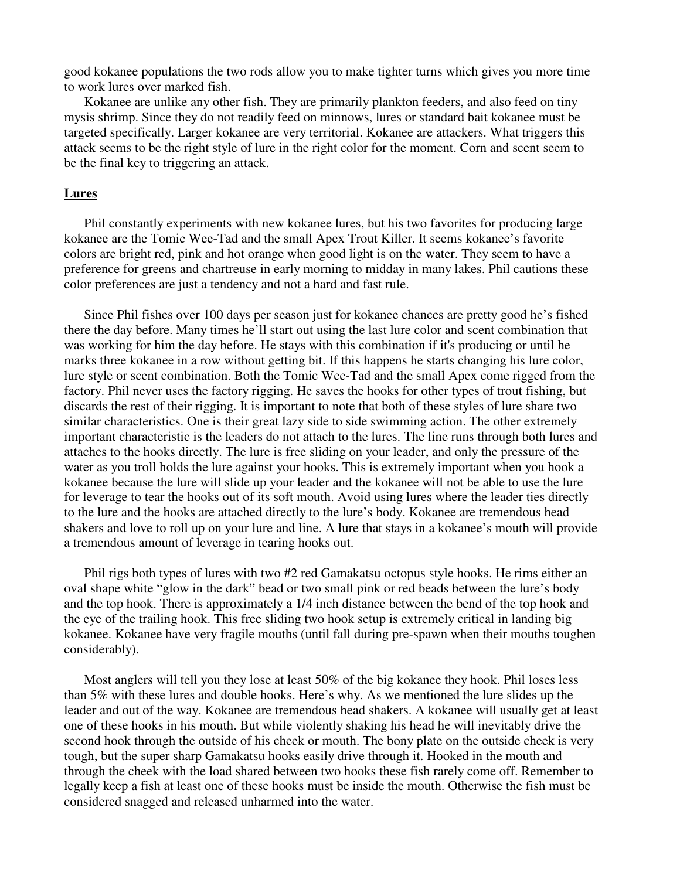good kokanee populations the two rods allow you to make tighter turns which gives you more time to work lures over marked fish.

Kokanee are unlike any other fish. They are primarily plankton feeders, and also feed on tiny mysis shrimp. Since they do not readily feed on minnows, lures or standard bait kokanee must be targeted specifically. Larger kokanee are very territorial. Kokanee are attackers. What triggers this attack seems to be the right style of lure in the right color for the moment. Corn and scent seem to be the final key to triggering an attack.

## Lures

Phil constantly experiments with new kokanee lures, but his two favorites for producing large kokanee are the Tomic Wee-Tad and the small Apex Trout Killer. It seems kokanee's favorite colors are bright red, pink and hot orange when good light is on the water. They seem to have a preference for greens and chartreuse in early morning to midday in many lakes. Phil cautions these color preferences are just a tendency and not a hard and fast rule.

Since Phil fishes over 100 days per season just for kokanee chances are pretty good he's fished there the day before. Many times he'll start out using the last lure color and scent combination that was working for him the day before. He stays with this combination if it's producing or until he marks three kokanee in a row without getting bit. If this happens he starts changing his lure color, lure style or scent combination. Both the Tomic Wee-Tad and the small Apex come rigged from the factory. Phil never uses the factory rigging. He saves the hooks for other types of trout fishing, but discards the rest of their rigging. It is important to note that both of these styles of lure share two similar characteristics. One is their great lazy side to side swimming action. The other extremely important characteristic is the leaders do not attach to the lures. The line runs through both lures and attaches to the hooks directly. The lure is free sliding on your leader, and only the pressure of the water as you troll holds the lure against your hooks. This is extremely important when you hook a kokanee because the lure will slide up your leader and the kokanee will not be able to use the lure for leverage to tear the hooks out of its soft mouth. Avoid using lures where the leader ties directly to the lure and the hooks are attached directly to the lure's body. Kokanee are tremendous head shakers and love to roll up on your lure and line. A lure that stays in a kokanee's mouth will provide a tremendous amount of leverage in tearing hooks out.

Phil rigs both types of lures with two #2 red Gamakatsu octopus style hooks. He rims either an oval shape white "glow in the dark" bead or two small pink or red beads between the lure's body and the top hook. There is approximately a 1/4 inch distance between the bend of the top hook and the eye of the trailing hook. This free sliding two hook setup is extremely critical in landing big kokanee. Kokanee have very fragile mouths (until fall during pre-spawn when their mouths toughen considerably).

Most anglers will tell you they lose at least 50% of the big kokanee they hook. Phil loses less than 5% with these lures and double hooks. Here's why. As we mentioned the lure slides up the leader and out of the way. Kokanee are tremendous head shakers. A kokanee will usually get at least one of these hooks in his mouth. But while violently shaking his head he will inevitably drive the second hook through the outside of his cheek or mouth. The bony plate on the outside cheek is very tough, but the super sharp Gamakatsu hooks easily drive through it. Hooked in the mouth and through the cheek with the load shared between two hooks these fish rarely come off. Remember to legally keep a fish at least one of these hooks must be inside the mouth. Otherwise the fish must be considered snagged and released unharmed into the water.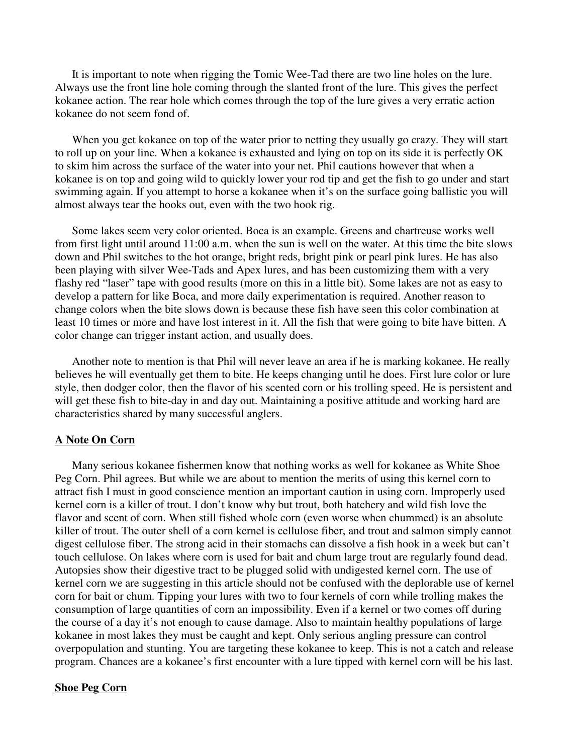It is important to note when rigging the Tomic Wee-Tad there are two line holes on the lure. Always use the front line hole coming through the slanted front of the lure. This gives the perfect kokanee action. The rear hole which comes through the top of the lure gives a very erratic action kokanee do not seem fond of.

When you get kokanee on top of the water prior to netting they usually go crazy. They will start to roll up on your line. When a kokanee is exhausted and lying on top on its side it is perfectly OK to skim him across the surface of the water into your net. Phil cautions however that when a kokanee is on top and going wild to quickly lower your rod tip and get the fish to go under and start swimming again. If you attempt to horse a kokanee when it's on the surface going ballistic you will almost always tear the hooks out, even with the two hook rig.

Some lakes seem very color oriented. Boca is an example. Greens and chartreuse works well from first light until around 11:00 a.m. when the sun is well on the water. At this time the bite slows down and Phil switches to the hot orange, bright reds, bright pink or pearl pink lures. He has also been playing with silver Wee-Tads and Apex lures, and has been customizing them with a very flashy red "laser" tape with good results (more on this in a little bit). Some lakes are not as easy to develop a pattern for like Boca, and more daily experimentation is required. Another reason to change colors when the bite slows down is because these fish have seen this color combination at least 10 times or more and have lost interest in it. All the fish that were going to bite have bitten. A color change can trigger instant action, and usually does.

Another note to mention is that Phil will never leave an area if he is marking kokanee. He really believes he will eventually get them to bite. He keeps changing until he does. First lure color or lure style, then dodger color, then the flavor of his scented corn or his trolling speed. He is persistent and will get these fish to bite-day in and day out. Maintaining a positive attitude and working hard are characteristics shared by many successful anglers.

## A Note On Corn

Many serious kokanee fishermen know that nothing works as well for kokanee as White Shoe Peg Corn. Phil agrees. But while we are about to mention the merits of using this kernel corn to attract fish I must in good conscience mention an important caution in using corn. Improperly used kernel corn is a killer of trout. I don't know why but trout, both hatchery and wild fish love the flavor and scent of corn. When still fished whole corn (even worse when chummed) is an absolute killer of trout. The outer shell of a corn kernel is cellulose fiber, and trout and salmon simply cannot digest cellulose fiber. The strong acid in their stomachs can dissolve a fish hook in a week but can't touch cellulose. On lakes where corn is used for bait and chum large trout are regularly found dead. Autopsies show their digestive tract to be plugged solid with undigested kernel corn. The use of kernel corn we are suggesting in this article should not be confused with the deplorable use of kernel corn for bait or chum. Tipping your lures with two to four kernels of corn while trolling makes the consumption of large quantities of corn an impossibility. Even if a kernel or two comes off during the course of a day it's not enough to cause damage. Also to maintain healthy populations of large kokanee in most lakes they must be caught and kept. Only serious angling pressure can control overpopulation and stunting. You are targeting these kokanee to keep. This is not a catch and release program. Chances are a kokanee's first encounter with a lure tipped with kernel corn will be his last.

## Shoe Peg Corn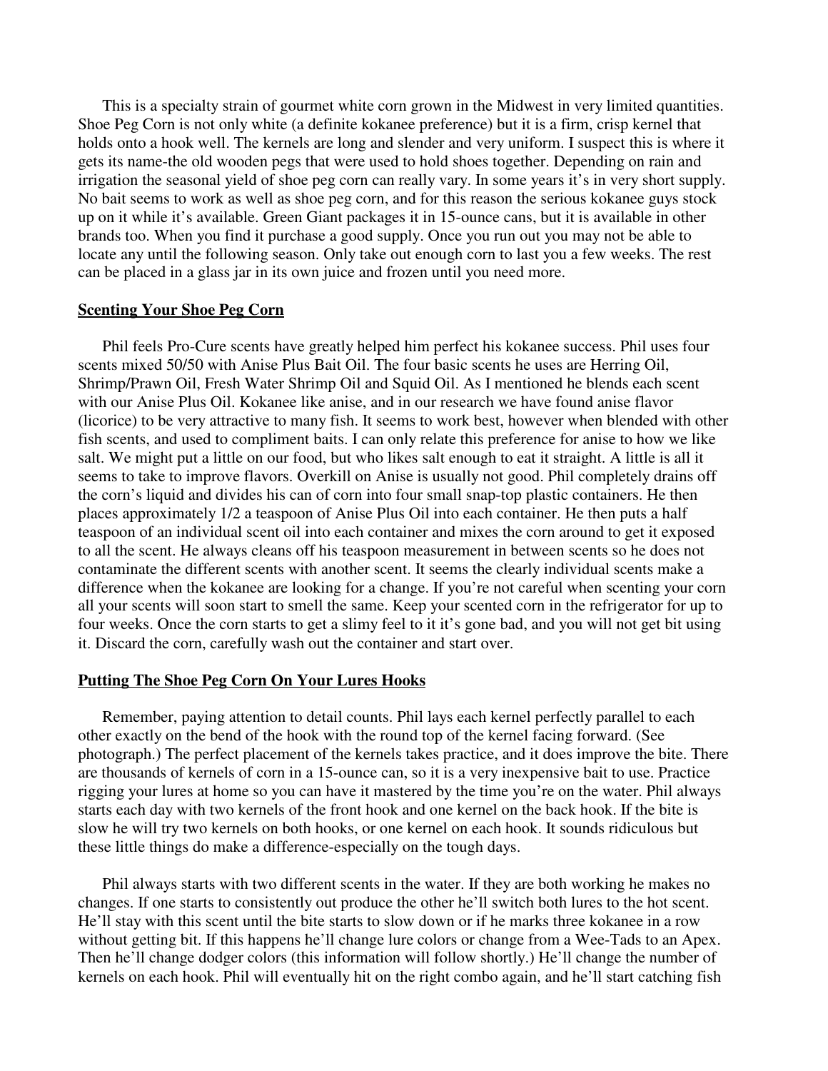This is a specialty strain of gourmet white corn grown in the Midwest in very limited quantities. Shoe Peg Corn is not only white (a definite kokanee preference) but it is a firm, crisp kernel that holds onto a hook well. The kernels are long and slender and very uniform. I suspect this is where it gets its name-the old wooden pegs that were used to hold shoes together. Depending on rain and irrigation the seasonal yield of shoe peg corn can really vary. In some years it's in very short supply. No bait seems to work as well as shoe peg corn, and for this reason the serious kokanee guys stock up on it while it's available. Green Giant packages it in 15-ounce cans, but it is available in other brands too. When you find it purchase a good supply. Once you run out you may not be able to locate any until the following season. Only take out enough corn to last you a few weeks. The rest can be placed in a glass jar in its own juice and frozen until you need more.

## Scenting Your Shoe Peg Corn

Phil feels Pro-Cure scents have greatly helped him perfect his kokanee success. Phil uses four scents mixed 50/50 with Anise Plus Bait Oil. The four basic scents he uses are Herring Oil, Shrimp/Prawn Oil, Fresh Water Shrimp Oil and Squid Oil. As I mentioned he blends each scent with our Anise Plus Oil. Kokanee like anise, and in our research we have found anise flavor (licorice) to be very attractive to many fish. It seems to work best, however when blended with other fish scents, and used to compliment baits. I can only relate this preference for anise to how we like salt. We might put a little on our food, but who likes salt enough to eat it straight. A little is all it seems to take to improve flavors. Overkill on Anise is usually not good. Phil completely drains off the corn's liquid and divides his can of corn into four small snap-top plastic containers. He then places approximately 1/2 a teaspoon of Anise Plus Oil into each container. He then puts a half teaspoon of an individual scent oil into each container and mixes the corn around to get it exposed to all the scent. He always cleans off his teaspoon measurement in between scents so he does not contaminate the different scents with another scent. It seems the clearly individual scents make a difference when the kokanee are looking for a change. If you're not careful when scenting your corn all your scents will soon start to smell the same. Keep your scented corn in the refrigerator for up to four weeks. Once the corn starts to get a slimy feel to it it's gone bad, and you will not get bit using it. Discard the corn, carefully wash out the container and start over.

## Putting The Shoe Peg Corn On Your Lures Hooks

Remember, paying attention to detail counts. Phil lays each kernel perfectly parallel to each other exactly on the bend of the hook with the round top of the kernel facing forward. (See photograph.) The perfect placement of the kernels takes practice, and it does improve the bite. There are thousands of kernels of corn in a 15-ounce can, so it is a very inexpensive bait to use. Practice rigging your lures at home so you can have it mastered by the time you're on the water. Phil always starts each day with two kernels of the front hook and one kernel on the back hook. If the bite is slow he will try two kernels on both hooks, or one kernel on each hook. It sounds ridiculous but these little things do make a difference-especially on the tough days.

Phil always starts with two different scents in the water. If they are both working he makes no changes. If one starts to consistently out produce the other he'll switch both lures to the hot scent. He'll stay with this scent until the bite starts to slow down or if he marks three kokanee in a row without getting bit. If this happens he'll change lure colors or change from a Wee-Tads to an Apex. Then he'll change dodger colors (this information will follow shortly.) He'll change the number of kernels on each hook. Phil will eventually hit on the right combo again, and he'll start catching fish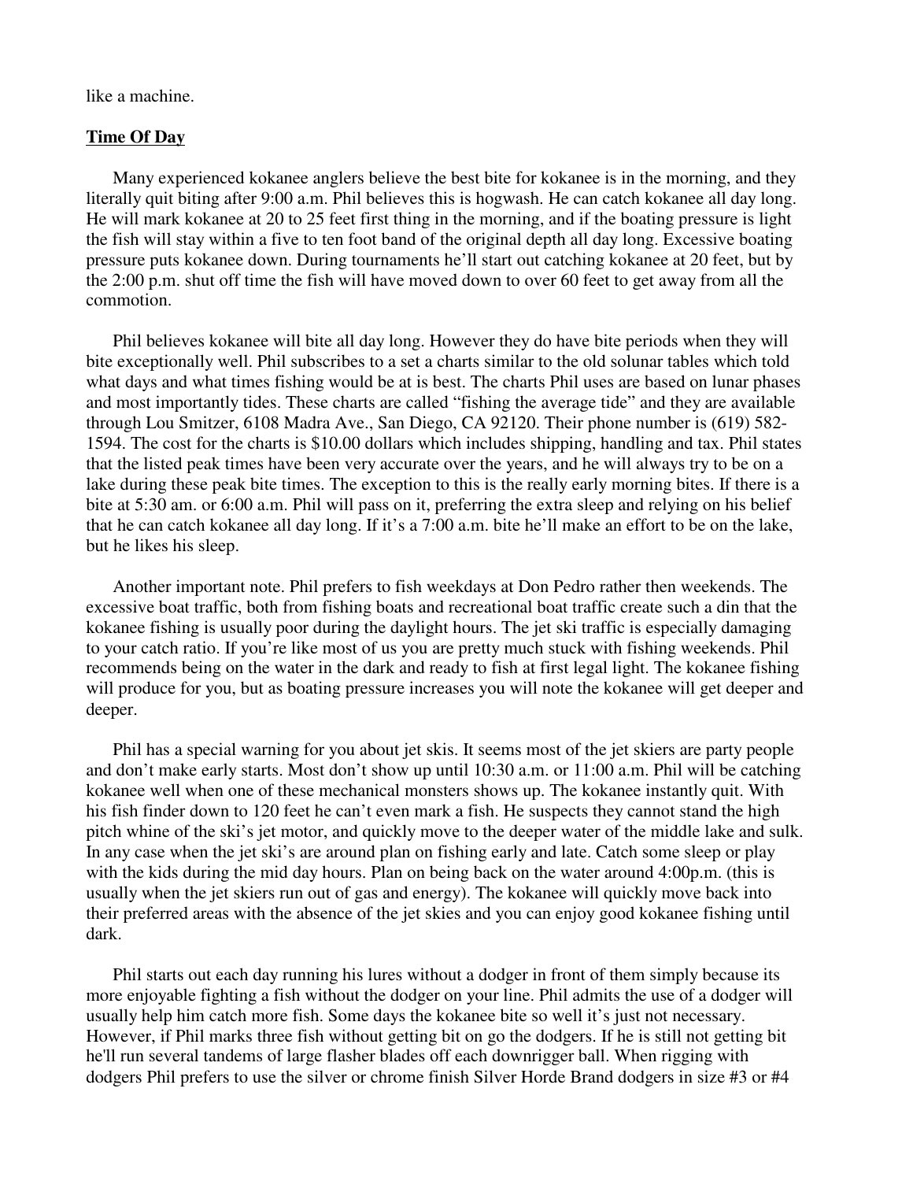like a machine.

**Time Of Day**

Many experienced kokanee anglers believe the best bite for kokanee is in the morning, and they literally quit biting after 9:00 a.m. Phil believes this is hogwash. He can catch kokanee all day long. He will mark kokanee at 20 to 25 feet first thing in the morning, and if the boating pressure is light the fish will stay within a five to ten foot band of the original depth all day long. Excessive boating pressure puts kokanee down. During tournaments he'll start out catching kokanee at 20 feet, but by the 2:00 p.m. shut off time the fish will have moved down to over 60 feet to get away from all the commotion.

Phil believes kokanee will bite all day long. However they do have bite periods when they will bite exceptionally well. Phil subscribes to a set a charts similar to the old solunar tables which told what days and what times fishing would be at is best. The charts Phil uses are based on lunar phases and most importantly tides. These charts are called "fishing the average tide" and they are available through Lou Smitzer, 6108 Madra Ave., San Diego, CA 92120. Their phone number is (619) 582-1594. The cost for the charts is $10.00 dollars which includes shipping, handling and tax. Phil states that the listed peak times have been very accurate over the years, and he will always try to be on a lake during these peak bite times. The exception to this is the really early morning bites. If there is a bite at 5:30 am. or 6:00 a.m. Phil will pass on it, preferring the extra sleep and relying on his belief that he can catch kokanee all day long. If it's a 7:00 a.m. bite he'll make an effort to be on the lake, but he likes his sleep.

Another important note. Phil prefers to fish weekdays at Don Pedro rather then weekends. The excessive boat traffic, both from fishing boats and recreational boat traffic create such a din that the kokanee fishing is usually poor during the daylight hours. The jet ski traffic is especially damaging to your catch ratio. If you're like most of us you are pretty much stuck with fishing weekends. Phil recommends being on the water in the dark and ready to fish at first legal light. The kokanee fishing will produce for you, but as boating pressure increases you will note the kokanee will get deeper and deeper.

Phil has a special warning for you about jet skis. It seems most of the jet skiers are party people and don't make early starts. Most don't show up until 10:30 a.m. or 11:00 a.m. Phil will be catching kokanee well when one of these mechanical monsters shows up. The kokanee instantly quit. With his fish finder down to 120 feet he can't even mark a fish. He suspects they cannot stand the high pitch whine of the ski's jet motor, and quickly move to the deeper water of the middle lake and sulk. In any case when the jet ski's are around plan on fishing early and late. Catch some sleep or play with the kids during the mid day hours. Plan on being back on the water around 4:00p.m. (this is usually when the jet skiers run out of gas and energy). The kokanee will quickly move back into their preferred areas with the absence of the jet skies and you can enjoy good kokanee fishing until dark.

Phil starts out each day running his lures without a dodger in front of them simply because its more enjoyable fighting a fish without the dodger on your line. Phil admits the use of a dodger will usually help him catch more fish. Some days the kokanee bite so well it's just not necessary. However, if Phil marks three fish without getting bit on go the dodgers. If he is still not getting bit he'll run several tandems of large flasher blades off each downrigger ball. When rigging with dodgers Phil prefers to use the silver or chrome finish Silver Horde Brand dodgers in size #3 or #4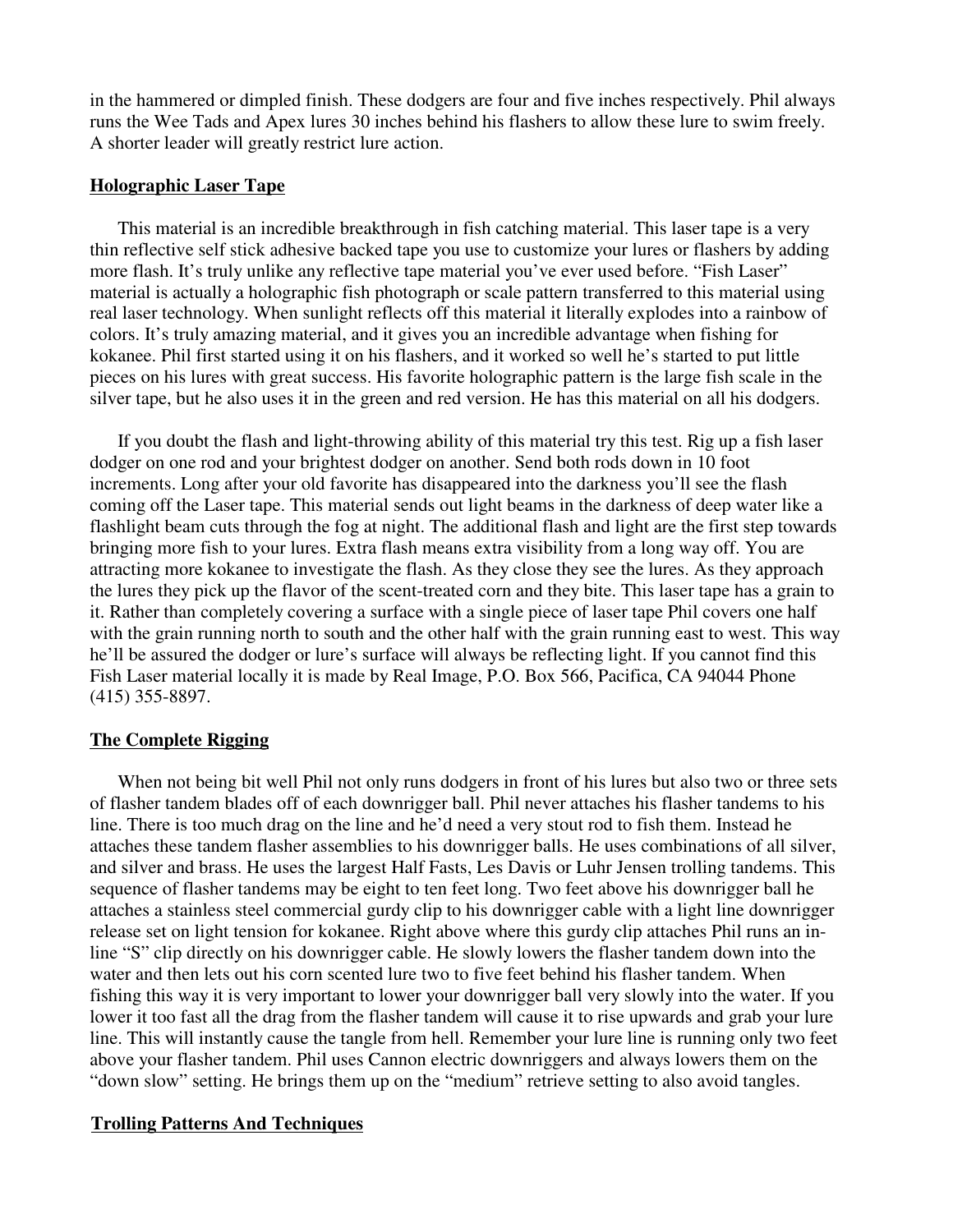in the hammered or dimpled finish. These dodgers are four and five inches respectively. Phil always runs the Wee Tads and Apex lures 30 inches behind his flashers to allow these lure to swim freely. A shorter leader will greatly restrict lure action.

## Holographic Laser Tape

This material is an incredible breakthrough in fish catching material. This laser tape is a very thin reflective self stick adhesive backed tape you use to customize your lures or flashers by adding more flash. It's truly unlike any reflective tape material you've ever used before. "Fish Laser" material is actually a holographic fish photograph or scale pattern transferred to this material using real laser technology. When sunlight reflects off this material it literally explodes into a rainbow of colors. It's truly amazing material, and it gives you an incredible advantage when fishing for kokanee. Phil first started using it on his flashers, and it worked so well he's started to put little pieces on his lures with great success. His favorite holographic pattern is the large fish scale in the silver tape, but he also uses it in the green and red version. He has this material on all his dodgers.

If you doubt the flash and light-throwing ability of this material try this test. Rig up a fish laser dodger on one rod and your brightest dodger on another. Send both rods down in 10 foot increments. Long after your old favorite has disappeared into the darkness you'll see the flash coming off the Laser tape. This material sends out light beams in the darkness of deep water like a flashlight beam cuts through the fog at night. The additional flash and light are the first step towards bringing more fish to your lures. Extra flash means extra visibility from a long way off. You are attracting more kokanee to investigate the flash. As they close they see the lures. As they approach the lures they pick up the flavor of the scent-treated corn and they bite. This laser tape has a grain to it. Rather than completely covering a surface with a single piece of laser tape Phil covers one half with the grain running north to south and the other half with the grain running east to west. This way he'll be assured the dodger or lure's surface will always be reflecting light. If you cannot find this Fish Laser material locally it is made by Real Image, P.O. Box 566, Pacifica, CA 94044 Phone (415) 355-8897.

## The Complete Rigging

When not being bit well Phil not only runs dodgers in front of his lures but also two or three sets of flasher tandem blades off of each downrigger ball. Phil never attaches his flasher tandems to his line. There is too much drag on the line and he'd need a very stout rod to fish them. Instead he attaches these tandem flasher assemblies to his downrigger balls. He uses combinations of all silver, and silver and brass. He uses the largest Half Fasts, Les Davis or Luhr Jensen trolling tandems. This sequence of flasher tandems may be eight to ten feet long. Two feet above his downrigger ball he attaches a stainless steel commercial gurdy clip to his downrigger cable with a light line downrigger release set on light tension for kokanee. Right above where this gurdy clip attaches Phil runs an in-line "S" clip directly on his downrigger cable. He slowly lowers the flasher tandem down into the water and then lets out his corn scented lure two to five feet behind his flasher tandem. When fishing this way it is very important to lower your downrigger ball very slowly into the water. If you lower it too fast all the drag from the flasher tandem will cause it to rise upwards and grab your lure line. This will instantly cause the tangle from hell. Remember your lure line is running only two feet above your flasher tandem. Phil uses Cannon electric downriggers and always lowers them on the "down slow" setting. He brings them up on the "medium" retrieve setting to also avoid tangles.

## Trolling Patterns And Techniques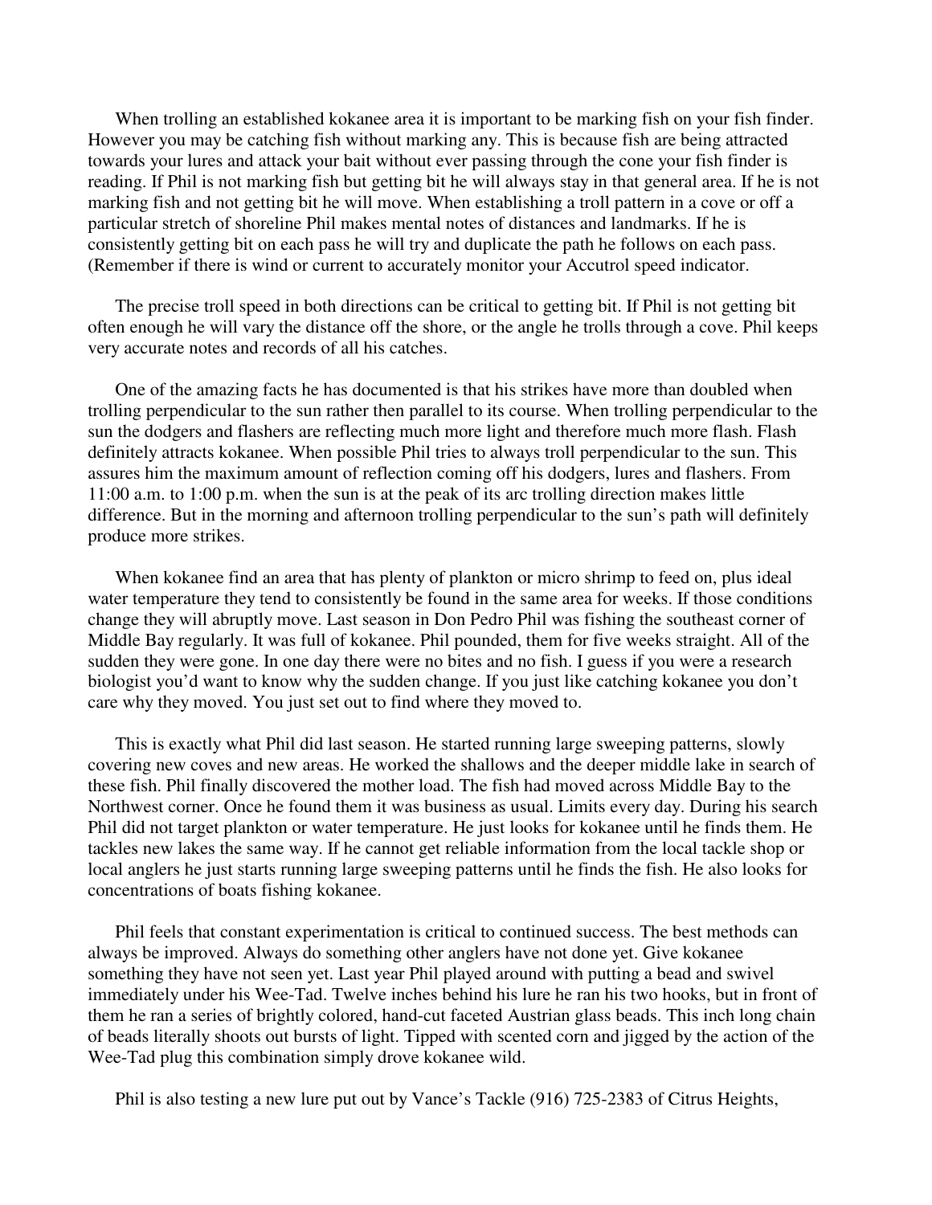When trolling an established kokanee area it is important to be marking fish on your fish finder. However you may be catching fish without marking any. This is because fish are being attracted towards your lures and attack your bait without ever passing through the cone your fish finder is reading. If Phil is not marking fish but getting bit he will always stay in that general area. If he is not marking fish and not getting bit he will move. When establishing a troll pattern in a cove or off a particular stretch of shoreline Phil makes mental notes of distances and landmarks. If he is consistently getting bit on each pass he will try and duplicate the path he follows on each pass. (Remember if there is wind or current to accurately monitor your Accutrol speed indicator.

The precise troll speed in both directions can be critical to getting bit. If Phil is not getting bit often enough he will vary the distance off the shore, or the angle he trolls through a cove. Phil keeps very accurate notes and records of all his catches.

One of the amazing facts he has documented is that his strikes have more than doubled when trolling perpendicular to the sun rather then parallel to its course. When trolling perpendicular to the sun the dodgers and flashers are reflecting much more light and therefore much more flash. Flash definitely attracts kokanee. When possible Phil tries to always troll perpendicular to the sun. This assures him the maximum amount of reflection coming off his dodgers, lures and flashers. From 11:00 a.m. to 1:00 p.m. when the sun is at the peak of its arc trolling direction makes little difference. But in the morning and afternoon trolling perpendicular to the sun's path will definitely produce more strikes.

When kokanee find an area that has plenty of plankton or micro shrimp to feed on, plus ideal water temperature they tend to consistently be found in the same area for weeks. If those conditions change they will abruptly move. Last season in Don Pedro Phil was fishing the southeast corner of Middle Bay regularly. It was full of kokanee. Phil pounded, them for five weeks straight. All of the sudden they were gone. In one day there were no bites and no fish. I guess if you were a research biologist you'd want to know why the sudden change. If you just like catching kokanee you don't care why they moved. You just set out to find where they moved to.

This is exactly what Phil did last season. He started running large sweeping patterns, slowly covering new coves and new areas. He worked the shallows and the deeper middle lake in search of these fish. Phil finally discovered the mother load. The fish had moved across Middle Bay to the Northwest corner. Once he found them it was business as usual. Limits every day. During his search Phil did not target plankton or water temperature. He just looks for kokanee until he finds them. He tackles new lakes the same way. If he cannot get reliable information from the local tackle shop or local anglers he just starts running large sweeping patterns until he finds the fish. He also looks for concentrations of boats fishing kokanee.

Phil feels that constant experimentation is critical to continued success. The best methods can always be improved. Always do something other anglers have not done yet. Give kokanee something they have not seen yet. Last year Phil played around with putting a bead and swivel immediately under his Wee-Tad. Twelve inches behind his lure he ran his two hooks, but in front of them he ran a series of brightly colored, hand-cut faceted Austrian glass beads. This inch long chain of beads literally shoots out bursts of light. Tipped with scented corn and jigged by the action of the Wee-Tad plug this combination simply drove kokanee wild.

Phil is also testing a new lure put out by Vance's Tackle (916) 725-2383 of Citrus Heights,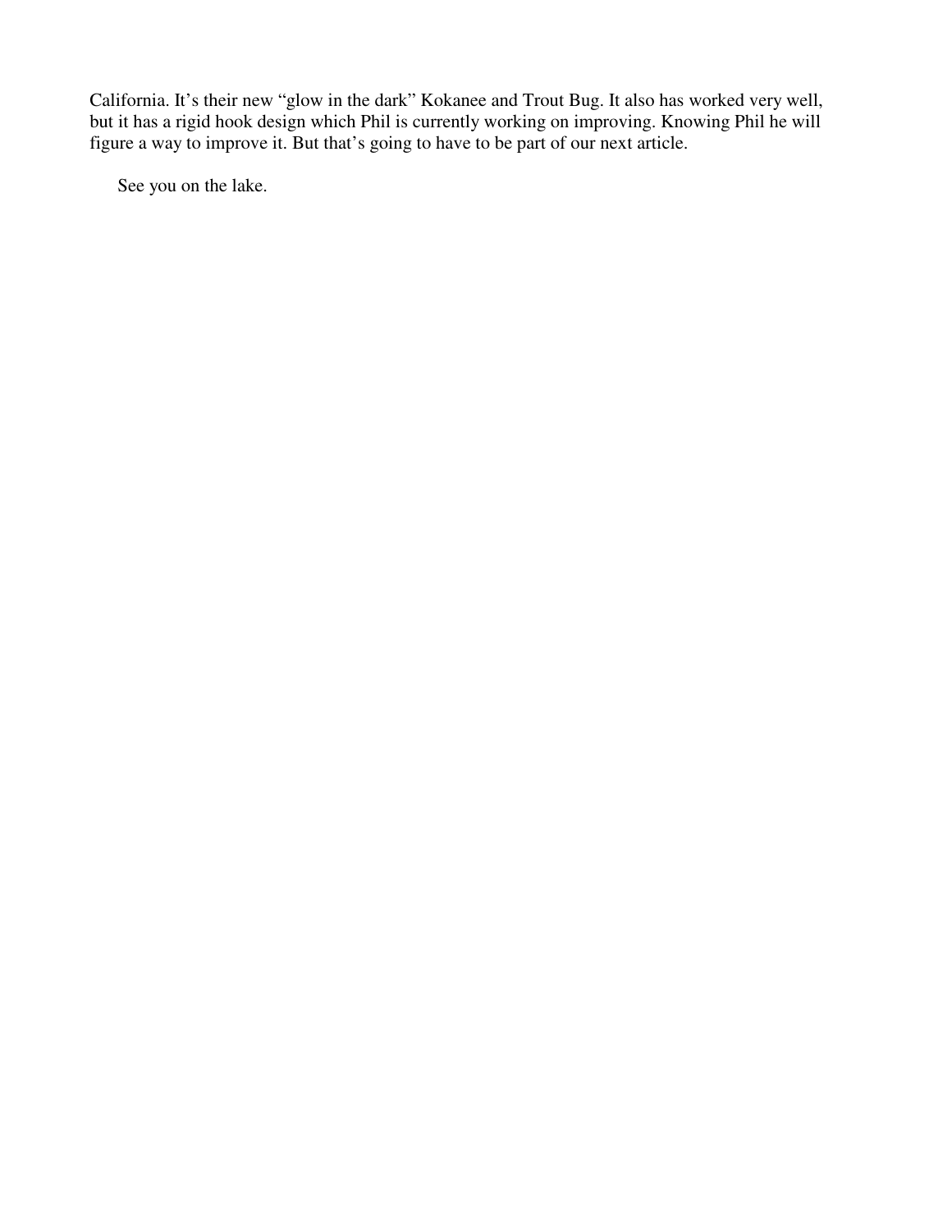California. It's their new "glow in the dark" Kokanee and Trout Bug. It also has worked very well, but it has a rigid hook design which Phil is currently working on improving. Knowing Phil he will figure a way to improve it. But that's going to have to be part of our next article.

See you on the lake.